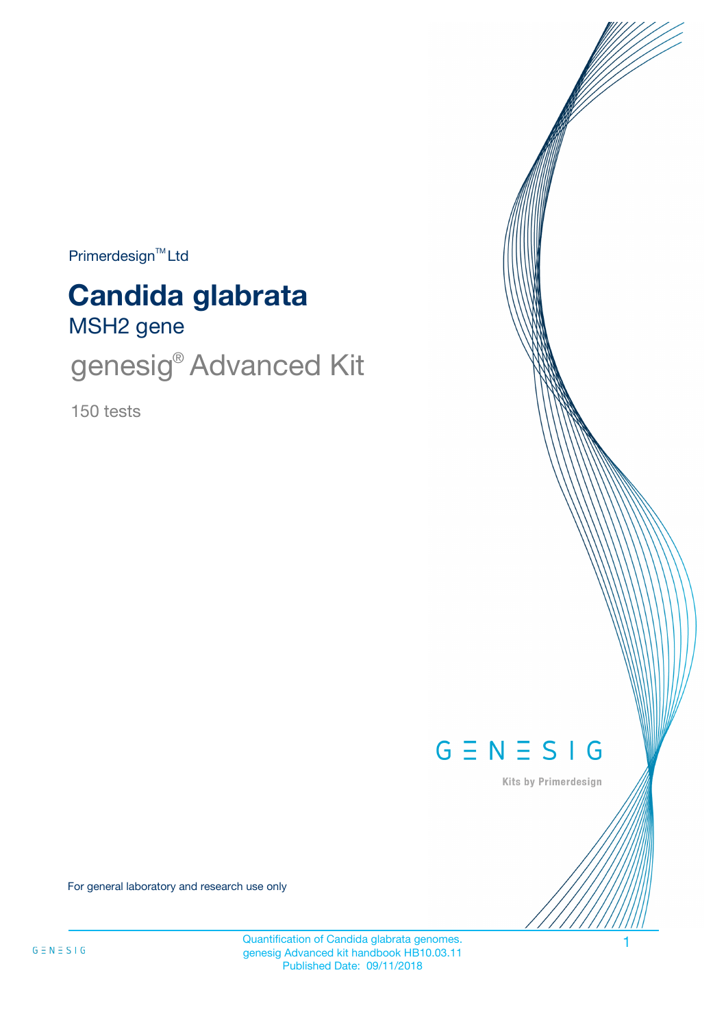Primerdesign™ Ltd

# Candida glabrata

## MSH2 gene

## genesig® Advanced Kit

150 tests

GENESIG

Kits by Primerdesign

For general laboratory and research use only

Quantification of Candida glabrata genomes.
genesig Advanced kit handbook HB10.03.11
Published Date: 09/11/2018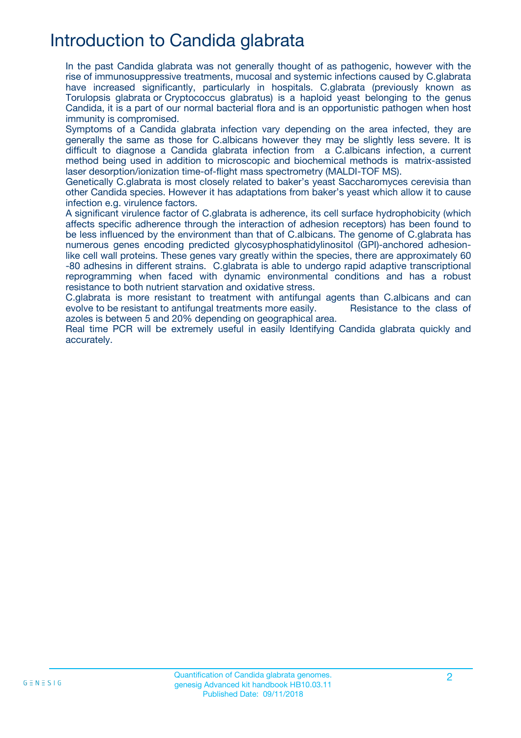# Introduction to Candida glabrata

In the past Candida glabrata was not generally thought of as pathogenic, however with the rise of immunosuppressive treatments, mucosal and systemic infections caused by C.glabrata have increased significantly, particularly in hospitals. C.glabrata (previously known as Torulopsis glabrata or Cryptococcus glabratus) is a haploid yeast belonging to the genus Candida, it is a part of our normal bacterial flora and is an opportunistic pathogen when host immunity is compromised.

Symptoms of a Candida glabrata infection vary depending on the area infected, they are generally the same as those for C.albicans however they may be slightly less severe. It is difficult to diagnose a Candida glabrata infection from a C.albicans infection, a current method being used in addition to microscopic and biochemical methods is matrix-assisted laser desorption/ionization time-of-flight mass spectrometry (MALDI-TOF MS).

Genetically C.glabrata is most closely related to baker's yeast Saccharomyces cerevisia than other Candida species. However it has adaptations from baker's yeast which allow it to cause infection e.g. virulence factors.

A significant virulence factor of C.glabrata is adherence, its cell surface hydrophobicity (which affects specific adherence through the interaction of adhesion receptors) has been found to be less influenced by the environment than that of C.albicans. The genome of C.glabrata has numerous genes encoding predicted glycosyphosphatidylinositol (GPI)-anchored adhesion-like cell wall proteins. These genes vary greatly within the species, there are approximately 60 -80 adhesins in different strains. C.glabrata is able to undergo rapid adaptive transcriptional reprogramming when faced with dynamic environmental conditions and has a robust resistance to both nutrient starvation and oxidative stress.

C.glabrata is more resistant to treatment with antifungal agents than C.albicans and can evolve to be resistant to antifungal treatments more easily. Resistance to the class of azoles is between 5 and 20% depending on geographical area.

Real time PCR will be extremely useful in easily Identifying Candida glabrata quickly and accurately.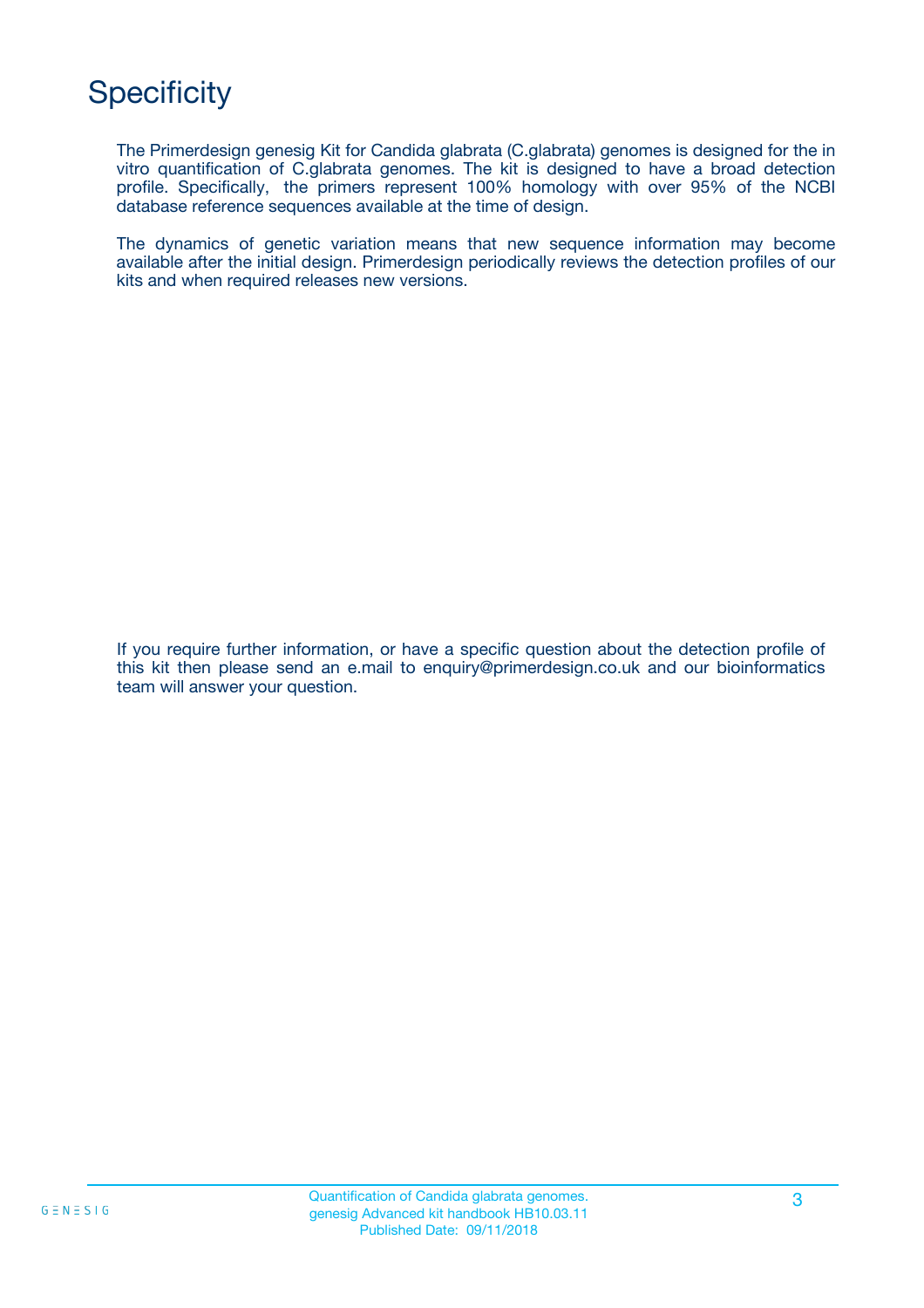# Specificity

The Primerdesign genesig Kit for Candida glabrata (C.glabrata) genomes is designed for the in vitro quantification of C.glabrata genomes. The kit is designed to have a broad detection profile. Specifically, the primers represent 100% homology with over 95% of the NCBI database reference sequences available at the time of design.

The dynamics of genetic variation means that new sequence information may become available after the initial design. Primerdesign periodically reviews the detection profiles of our kits and when required releases new versions.

If you require further information, or have a specific question about the detection profile of this kit then please send an e.mail to enquiry@primerdesign.co.uk and our bioinformatics team will answer your question.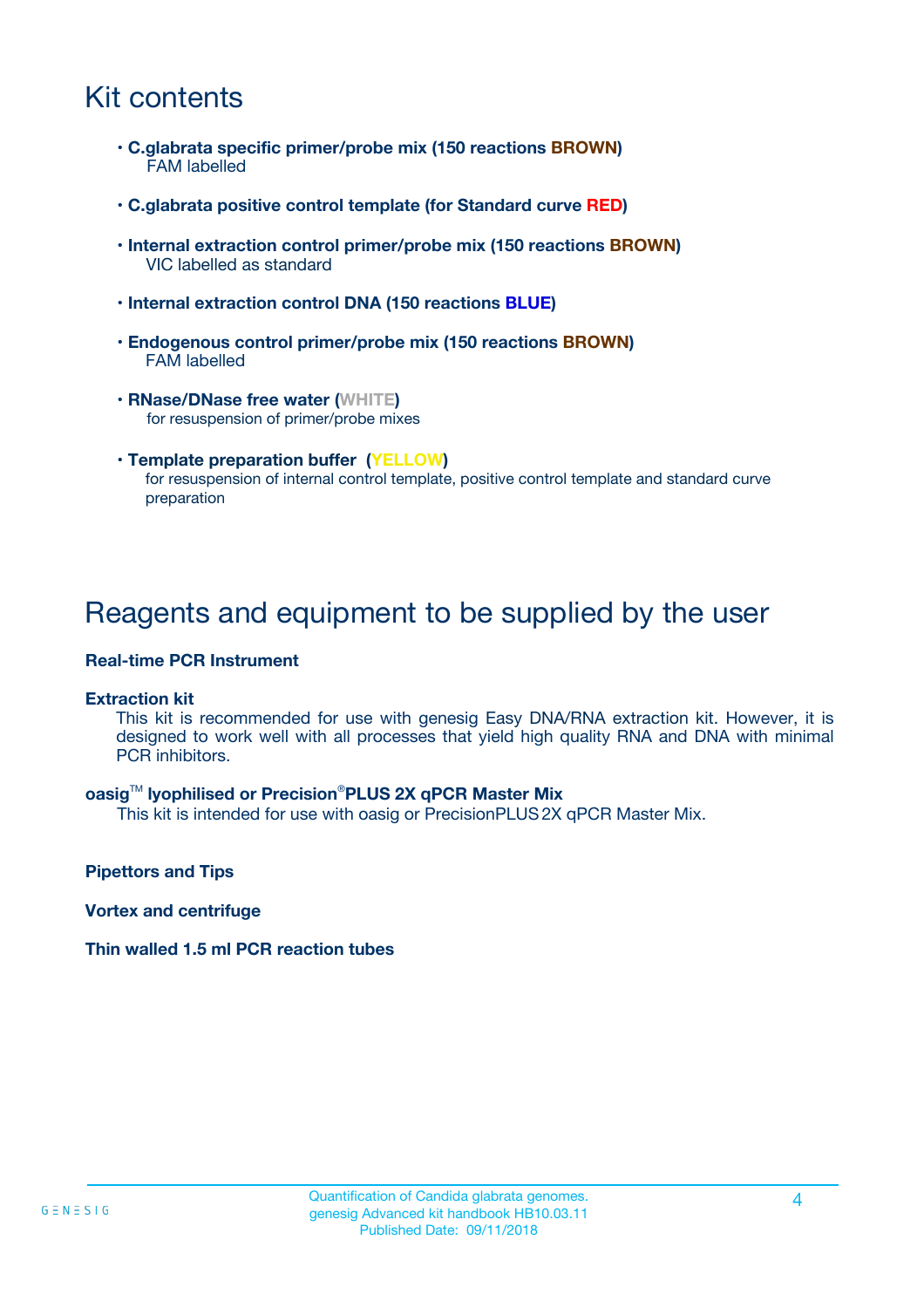# Kit contents

- **C.glabrata specific primer/probe mix (150 reactions BROWN)**
  FAM labelled
- **C.glabrata positive control template (for Standard curve RED)**
- **Internal extraction control primer/probe mix (150 reactions BROWN)**
  VIC labelled as standard
- **Internal extraction control DNA (150 reactions BLUE)**
- **Endogenous control primer/probe mix (150 reactions BROWN)**
  FAM labelled
- **RNase/DNase free water (WHITE)**
  for resuspension of primer/probe mixes
- **Template preparation buffer (YELLOW)**
  for resuspension of internal control template, positive control template and standard curve preparation

# Reagents and equipment to be supplied by the user

**Real-time PCR Instrument**

**Extraction kit**

This kit is recommended for use with genesig Easy DNA/RNA extraction kit. However, it is designed to work well with all processes that yield high quality RNA and DNA with minimal PCR inhibitors.

**oasig™ lyophilised or Precision®PLUS 2X qPCR Master Mix**

This kit is intended for use with oasig or PrecisionPLUS 2X qPCR Master Mix.

**Pipettors and Tips**

**Vortex and centrifuge**

**Thin walled 1.5 ml PCR reaction tubes**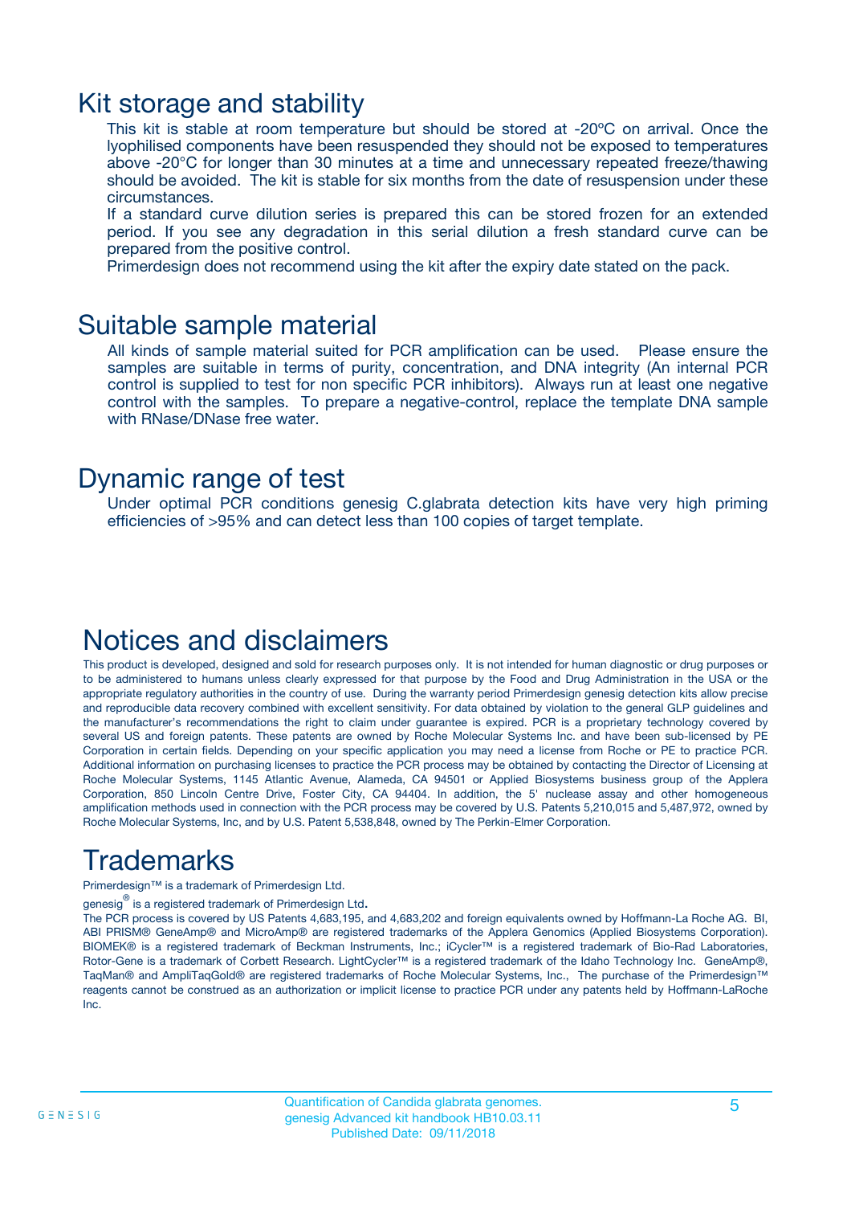## Kit storage and stability

This kit is stable at room temperature but should be stored at -20ºC on arrival. Once the lyophilised components have been resuspended they should not be exposed to temperatures above -20°C for longer than 30 minutes at a time and unnecessary repeated freeze/thawing should be avoided. The kit is stable for six months from the date of resuspension under these circumstances.

If a standard curve dilution series is prepared this can be stored frozen for an extended period. If you see any degradation in this serial dilution a fresh standard curve can be prepared from the positive control.

Primerdesign does not recommend using the kit after the expiry date stated on the pack.

## Suitable sample material

All kinds of sample material suited for PCR amplification can be used. Please ensure the samples are suitable in terms of purity, concentration, and DNA integrity (An internal PCR control is supplied to test for non specific PCR inhibitors). Always run at least one negative control with the samples. To prepare a negative-control, replace the template DNA sample with RNase/DNase free water.

## Dynamic range of test

Under optimal PCR conditions genesig C.glabrata detection kits have very high priming efficiencies of >95% and can detect less than 100 copies of target template.

## Notices and disclaimers

This product is developed, designed and sold for research purposes only. It is not intended for human diagnostic or drug purposes or to be administered to humans unless clearly expressed for that purpose by the Food and Drug Administration in the USA or the appropriate regulatory authorities in the country of use. During the warranty period Primerdesign genesig detection kits allow precise and reproducible data recovery combined with excellent sensitivity. For data obtained by violation to the general GLP guidelines and the manufacturer's recommendations the right to claim under guarantee is expired. PCR is a proprietary technology covered by several US and foreign patents. These patents are owned by Roche Molecular Systems Inc. and have been sub-licensed by PE Corporation in certain fields. Depending on your specific application you may need a license from Roche or PE to practice PCR. Additional information on purchasing licenses to practice the PCR process may be obtained by contacting the Director of Licensing at Roche Molecular Systems, 1145 Atlantic Avenue, Alameda, CA 94501 or Applied Biosystems business group of the Applera Corporation, 850 Lincoln Centre Drive, Foster City, CA 94404. In addition, the 5' nuclease assay and other homogeneous amplification methods used in connection with the PCR process may be covered by U.S. Patents 5,210,015 and 5,487,972, owned by Roche Molecular Systems, Inc, and by U.S. Patent 5,538,848, owned by The Perkin-Elmer Corporation.

## Trademarks

Primerdesign™ is a trademark of Primerdesign Ltd.

genesig® is a registered trademark of Primerdesign Ltd.

The PCR process is covered by US Patents 4,683,195, and 4,683,202 and foreign equivalents owned by Hoffmann-La Roche AG. BI, ABI PRISM® GeneAmp® and MicroAmp® are registered trademarks of the Applera Genomics (Applied Biosystems Corporation). BIOMEK® is a registered trademark of Beckman Instruments, Inc.; iCycler™ is a registered trademark of Bio-Rad Laboratories, Rotor-Gene is a trademark of Corbett Research. LightCycler™ is a registered trademark of the Idaho Technology Inc. GeneAmp®, TaqMan® and AmpliTaqGold® are registered trademarks of Roche Molecular Systems, Inc., The purchase of the Primerdesign™ reagents cannot be construed as an authorization or implicit license to practice PCR under any patents held by Hoffmann-LaRoche Inc.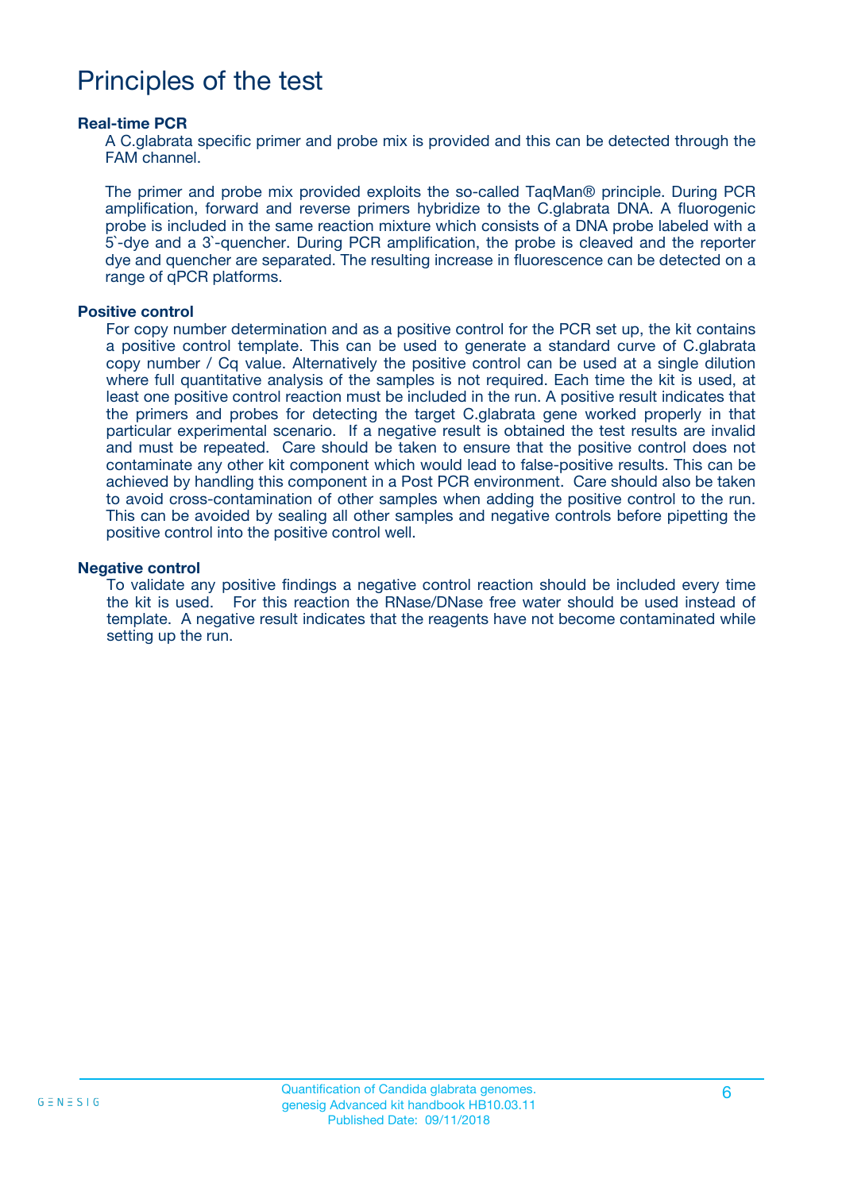# Principles of the test

**Real-time PCR**

A C.glabrata specific primer and probe mix is provided and this can be detected through the FAM channel.

The primer and probe mix provided exploits the so-called TaqMan® principle. During PCR amplification, forward and reverse primers hybridize to the C.glabrata DNA. A fluorogenic probe is included in the same reaction mixture which consists of a DNA probe labeled with a 5`-dye and a 3`-quencher. During PCR amplification, the probe is cleaved and the reporter dye and quencher are separated. The resulting increase in fluorescence can be detected on a range of qPCR platforms.

**Positive control**

For copy number determination and as a positive control for the PCR set up, the kit contains a positive control template. This can be used to generate a standard curve of C.glabrata copy number / Cq value. Alternatively the positive control can be used at a single dilution where full quantitative analysis of the samples is not required. Each time the kit is used, at least one positive control reaction must be included in the run. A positive result indicates that the primers and probes for detecting the target C.glabrata gene worked properly in that particular experimental scenario. If a negative result is obtained the test results are invalid and must be repeated. Care should be taken to ensure that the positive control does not contaminate any other kit component which would lead to false-positive results. This can be achieved by handling this component in a Post PCR environment. Care should also be taken to avoid cross-contamination of other samples when adding the positive control to the run. This can be avoided by sealing all other samples and negative controls before pipetting the positive control into the positive control well.

**Negative control**

To validate any positive findings a negative control reaction should be included every time the kit is used. For this reaction the RNase/DNase free water should be used instead of template. A negative result indicates that the reagents have not become contaminated while setting up the run.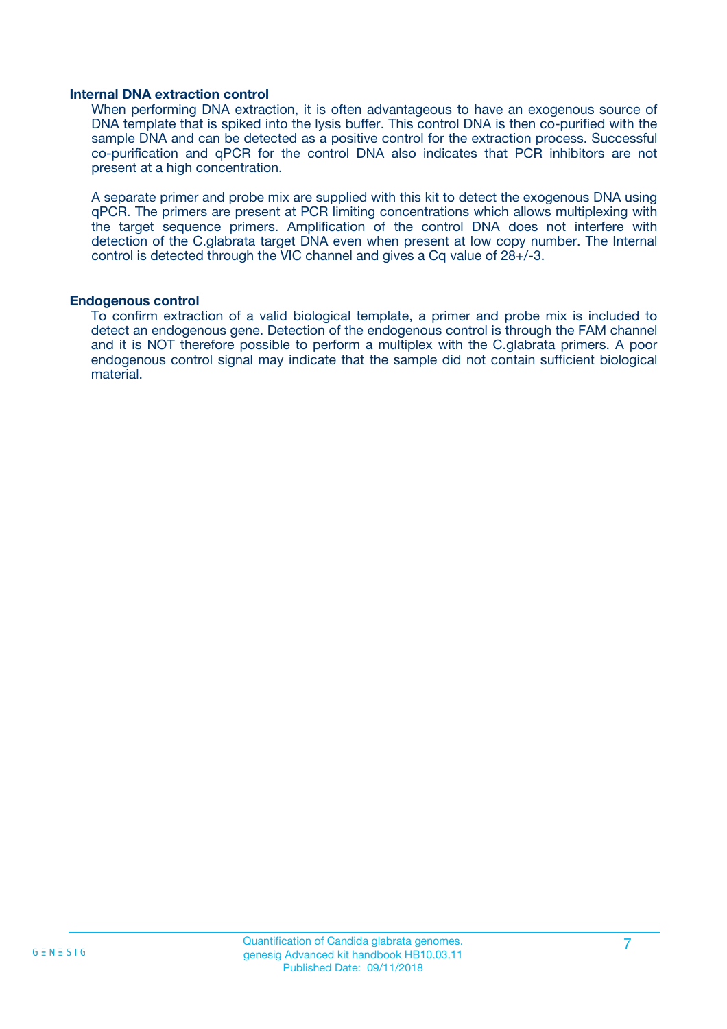### Internal DNA extraction control

When performing DNA extraction, it is often advantageous to have an exogenous source of DNA template that is spiked into the lysis buffer. This control DNA is then co-purified with the sample DNA and can be detected as a positive control for the extraction process. Successful co-purification and qPCR for the control DNA also indicates that PCR inhibitors are not present at a high concentration.

A separate primer and probe mix are supplied with this kit to detect the exogenous DNA using qPCR. The primers are present at PCR limiting concentrations which allows multiplexing with the target sequence primers. Amplification of the control DNA does not interfere with detection of the C.glabrata target DNA even when present at low copy number. The Internal control is detected through the VIC channel and gives a Cq value of 28+/-3.

### Endogenous control

To confirm extraction of a valid biological template, a primer and probe mix is included to detect an endogenous gene. Detection of the endogenous control is through the FAM channel and it is NOT therefore possible to perform a multiplex with the C.glabrata primers. A poor endogenous control signal may indicate that the sample did not contain sufficient biological material.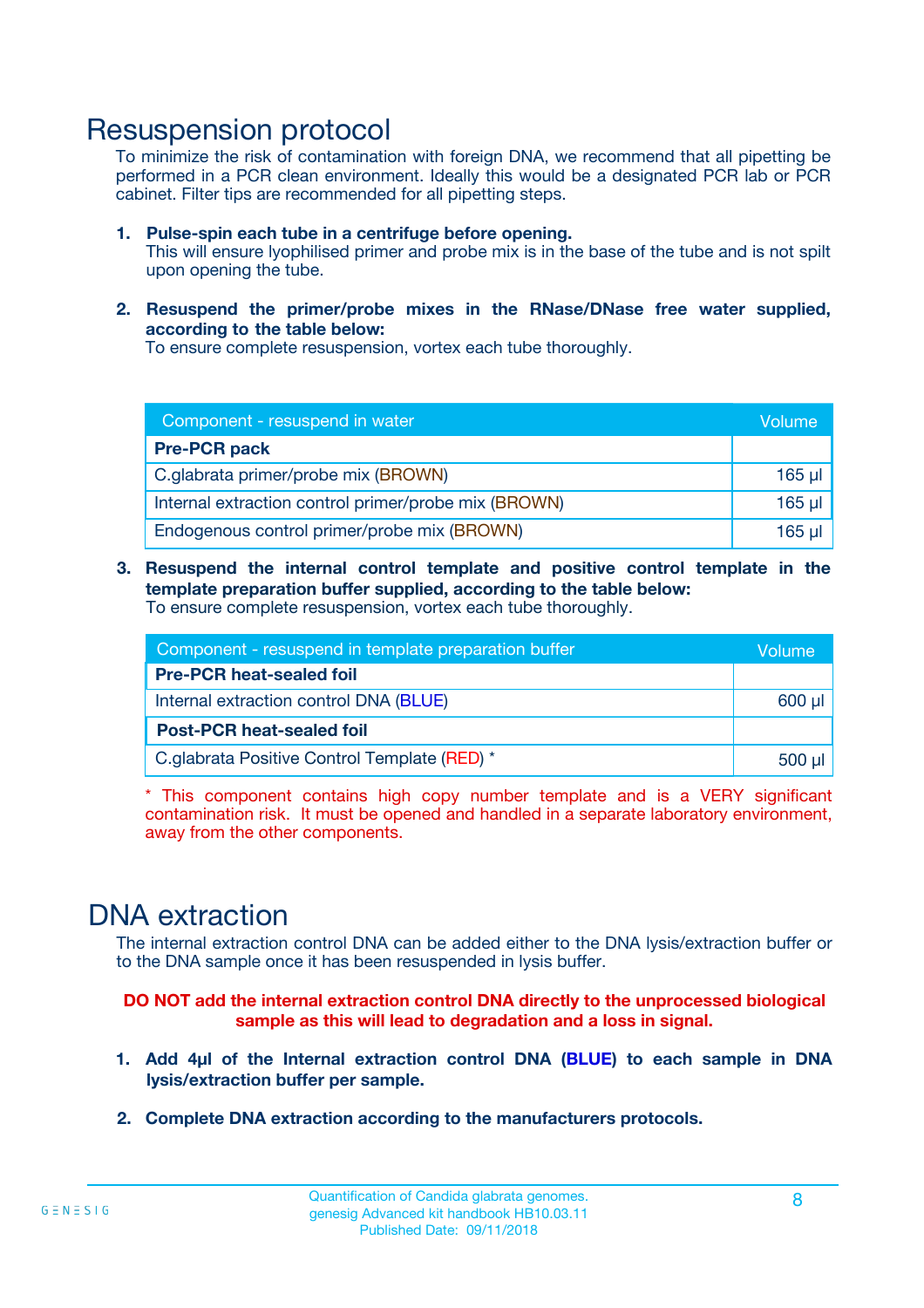# Resuspension protocol

To minimize the risk of contamination with foreign DNA, we recommend that all pipetting be performed in a PCR clean environment. Ideally this would be a designated PCR lab or PCR cabinet. Filter tips are recommended for all pipetting steps.

1. **Pulse-spin each tube in a centrifuge before opening.**
   This will ensure lyophilised primer and probe mix is in the base of the tube and is not spilt upon opening the tube.

2. **Resuspend the primer/probe mixes in the RNase/DNase free water supplied, according to the table below:**
   To ensure complete resuspension, vortex each tube thoroughly.

| Component - resuspend in water | Volume |
|---|---|
| **Pre-PCR pack** | |
| C.glabrata primer/probe mix (BROWN) | 165 µl |
| Internal extraction control primer/probe mix (BROWN) | 165 µl |
| Endogenous control primer/probe mix (BROWN) | 165 µl |

3. **Resuspend the internal control template and positive control template in the template preparation buffer supplied, according to the table below:**
   To ensure complete resuspension, vortex each tube thoroughly.

| Component - resuspend in template preparation buffer | Volume |
|---|---|
| **Pre-PCR heat-sealed foil** | |
| Internal extraction control DNA (BLUE) | 600 µl |
| **Post-PCR heat-sealed foil** | |
| C.glabrata Positive Control Template (RED) * | 500 µl |

* This component contains high copy number template and is a VERY significant contamination risk. It must be opened and handled in a separate laboratory environment, away from the other components.

# DNA extraction

The internal extraction control DNA can be added either to the DNA lysis/extraction buffer or to the DNA sample once it has been resuspended in lysis buffer.

**DO NOT add the internal extraction control DNA directly to the unprocessed biological sample as this will lead to degradation and a loss in signal.**

1. **Add 4µl of the Internal extraction control DNA (BLUE) to each sample in DNA lysis/extraction buffer per sample.**

2. **Complete DNA extraction according to the manufacturers protocols.**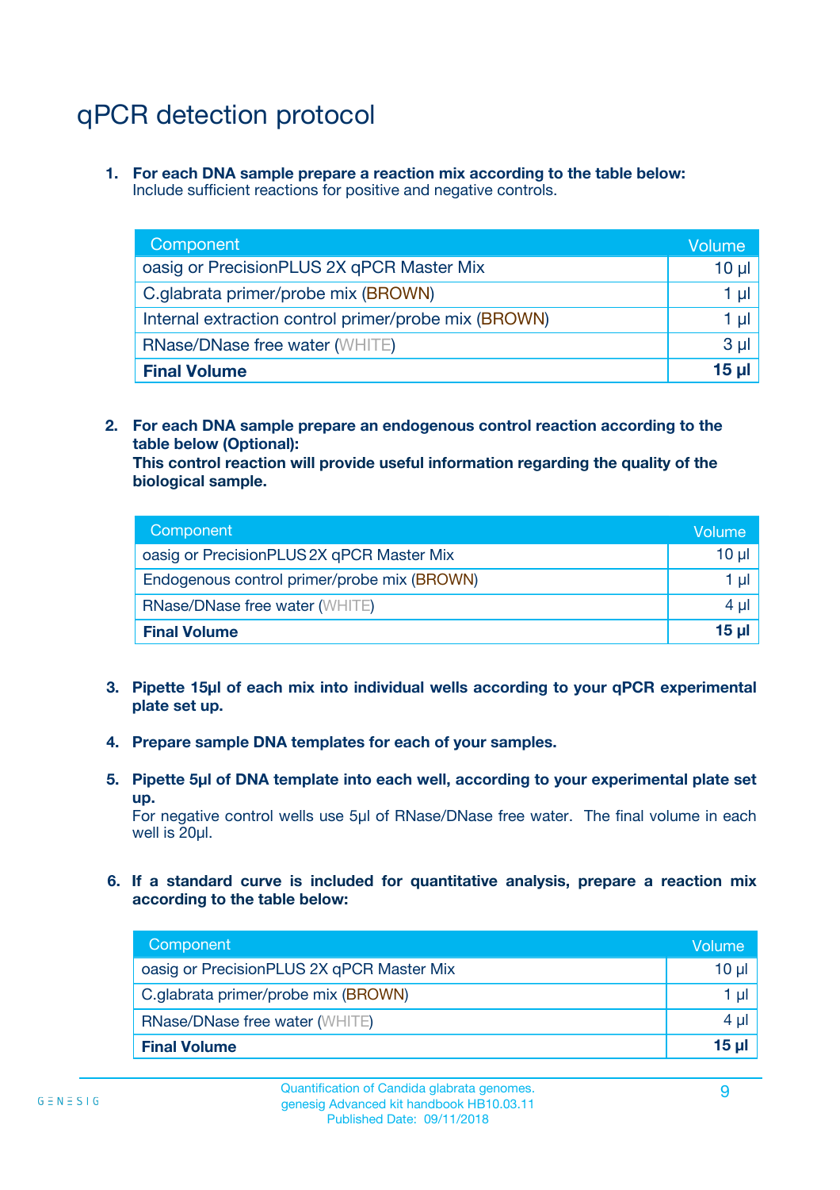# qPCR detection protocol

1. **For each DNA sample prepare a reaction mix according to the table below:**
   Include sufficient reactions for positive and negative controls.

| Component | Volume |
|---|---|
| oasig or PrecisionPLUS 2X qPCR Master Mix | 10 µl |
| C.glabrata primer/probe mix (BROWN) | 1 µl |
| Internal extraction control primer/probe mix (BROWN) | 1 µl |
| RNase/DNase free water (WHITE) | 3 µl |
| **Final Volume** | **15 µl** |

2. **For each DNA sample prepare an endogenous control reaction according to the table below (Optional):**
   **This control reaction will provide useful information regarding the quality of the biological sample.**

| Component | Volume |
|---|---|
| oasig or PrecisionPLUS 2X qPCR Master Mix | 10 µl |
| Endogenous control primer/probe mix (BROWN) | 1 µl |
| RNase/DNase free water (WHITE) | 4 µl |
| **Final Volume** | **15 µl** |

3. **Pipette 15µl of each mix into individual wells according to your qPCR experimental plate set up.**

4. **Prepare sample DNA templates for each of your samples.**

5. **Pipette 5µl of DNA template into each well, according to your experimental plate set up.**
   For negative control wells use 5µl of RNase/DNase free water. The final volume in each well is 20µl.

6. **If a standard curve is included for quantitative analysis, prepare a reaction mix according to the table below:**

| Component | Volume |
|---|---|
| oasig or PrecisionPLUS 2X qPCR Master Mix | 10 µl |
| C.glabrata primer/probe mix (BROWN) | 1 µl |
| RNase/DNase free water (WHITE) | 4 µl |
| **Final Volume** | **15 µl** |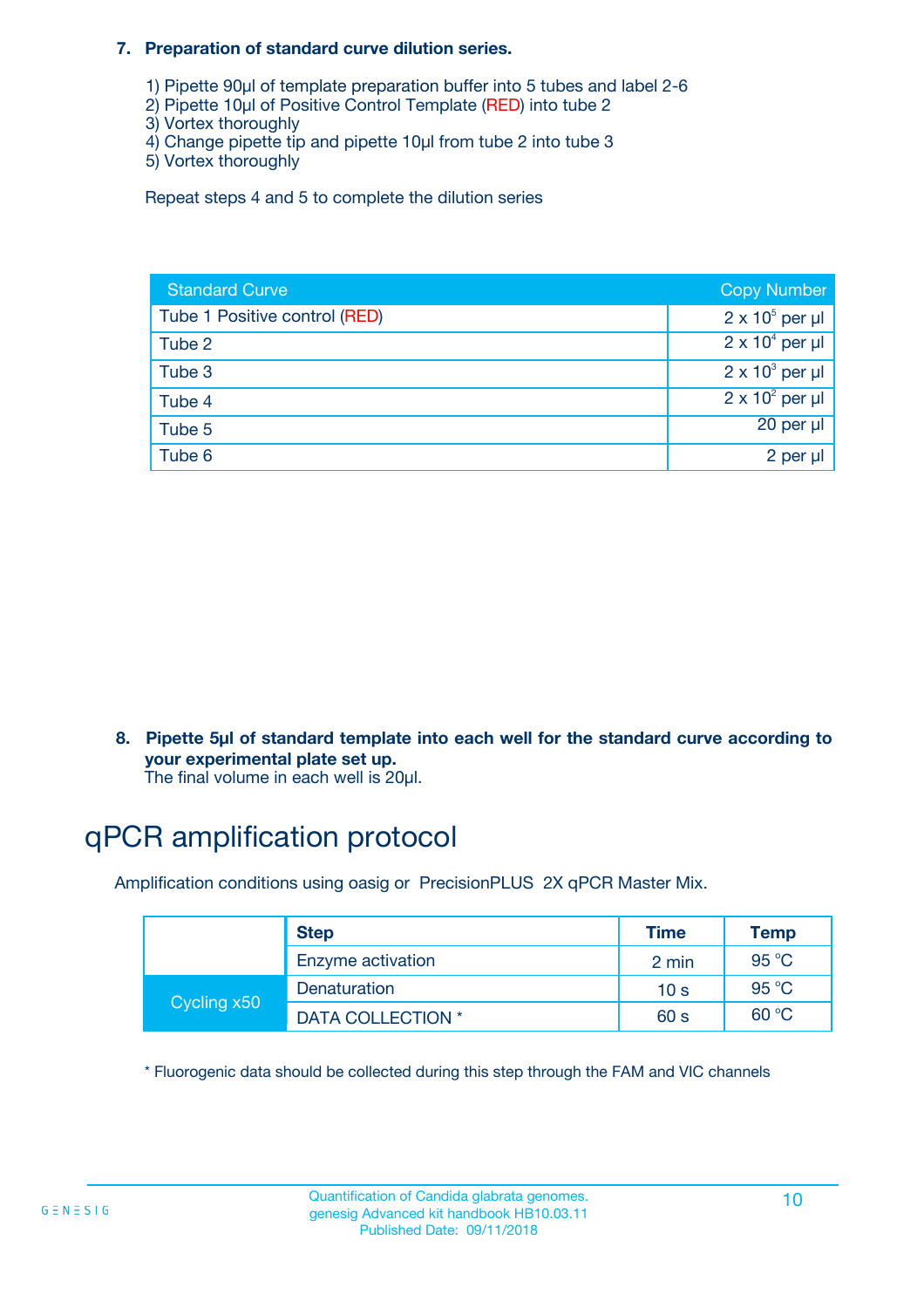**7. Preparation of standard curve dilution series.**

1) Pipette 90µl of template preparation buffer into 5 tubes and label 2-6
2) Pipette 10µl of Positive Control Template (RED) into tube 2
3) Vortex thoroughly
4) Change pipette tip and pipette 10µl from tube 2 into tube 3
5) Vortex thoroughly

Repeat steps 4 and 5 to complete the dilution series

| Standard Curve | Copy Number |
|---|---|
| Tube 1 Positive control (RED) | $2 \times 10^5$ per µl |
| Tube 2 | $2 \times 10^4$ per µl |
| Tube 3 | $2 \times 10^3$ per µl |
| Tube 4 | $2 \times 10^2$ per µl |
| Tube 5 | 20 per µl |
| Tube 6 | 2 per µl |

**8. Pipette 5µl of standard template into each well for the standard curve according to your experimental plate set up.**
The final volume in each well is 20µl.

# qPCR amplification protocol

Amplification conditions using oasig or PrecisionPLUS 2X qPCR Master Mix.

| | Step | Time | Temp |
|---|---|---|---|
| | Enzyme activation | 2 min | 95 °C |
| Cycling x50 | Denaturation | 10 s | 95 °C |
| | DATA COLLECTION * | 60 s | 60 °C |

* Fluorogenic data should be collected during this step through the FAM and VIC channels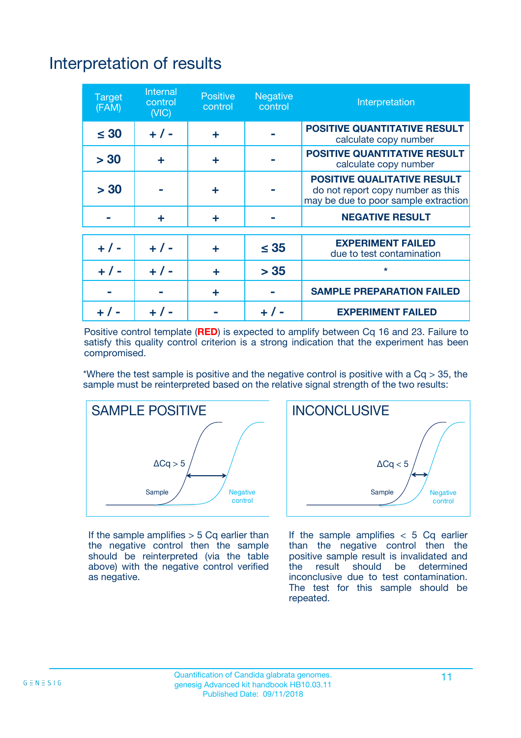# Interpretation of results

| Target (FAM) | Internal control (VIC) | Positive control | Negative control | Interpretation |
|---|---|---|---|---|
| ≤ 30 | + / - | + | - | **POSITIVE QUANTITATIVE RESULT** calculate copy number |
| > 30 | + | + | - | **POSITIVE QUANTITATIVE RESULT** calculate copy number |
| > 30 | - | + | - | **POSITIVE QUALITATIVE RESULT** do not report copy number as this may be due to poor sample extraction |
| - | + | + | - | **NEGATIVE RESULT** |
| + / - | + / - | + | ≤ 35 | **EXPERIMENT FAILED** due to test contamination |
| + / - | + / - | + | > 35 | * |
| - | - | + | - | **SAMPLE PREPARATION FAILED** |
| + / - | + / - | - | + / - | **EXPERIMENT FAILED** |

Positive control template (**RED**) is expected to amplify between Cq 16 and 23. Failure to satisfy this quality control criterion is a strong indication that the experiment has been compromised.

*Where the test sample is positive and the negative control is positive with a Cq > 35, the sample must be reinterpreted based on the relative signal strength of the two results:

## SAMPLE POSITIVE

$\Delta Cq > 5$

Sample — Negative control

If the sample amplifies > 5 Cq earlier than the negative control then the sample should be reinterpreted (via the table above) with the negative control verified as negative.

## INCONCLUSIVE

$\Delta Cq < 5$

Sample — Negative control

If the sample amplifies < 5 Cq earlier than the negative control then the positive sample result is invalidated and the result should be determined inconclusive due to test contamination. The test for this sample should be repeated.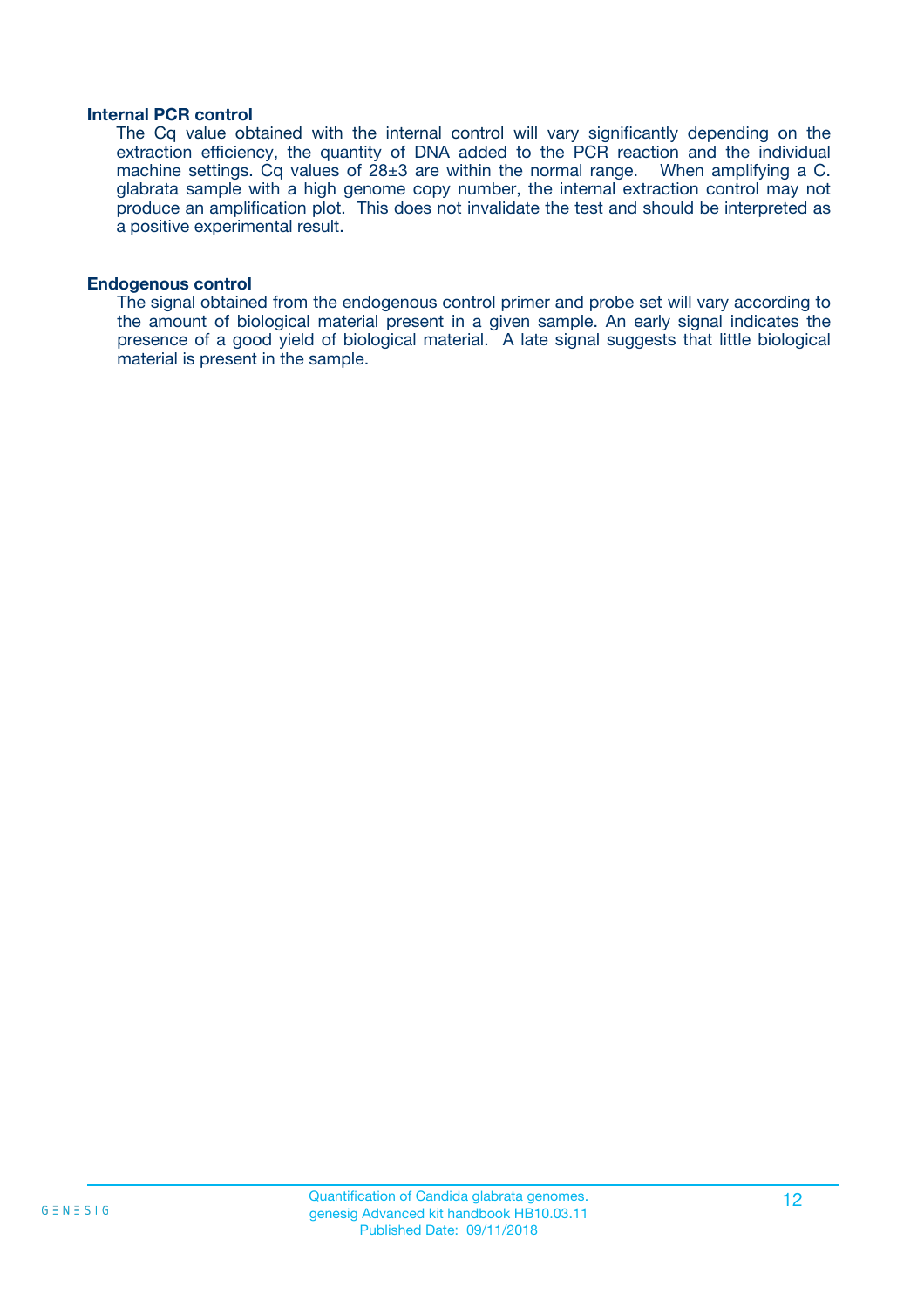**Internal PCR control**

The Cq value obtained with the internal control will vary significantly depending on the extraction efficiency, the quantity of DNA added to the PCR reaction and the individual machine settings. Cq values of 28±3 are within the normal range. When amplifying a C. glabrata sample with a high genome copy number, the internal extraction control may not produce an amplification plot. This does not invalidate the test and should be interpreted as a positive experimental result.

**Endogenous control**

The signal obtained from the endogenous control primer and probe set will vary according to the amount of biological material present in a given sample. An early signal indicates the presence of a good yield of biological material. A late signal suggests that little biological material is present in the sample.